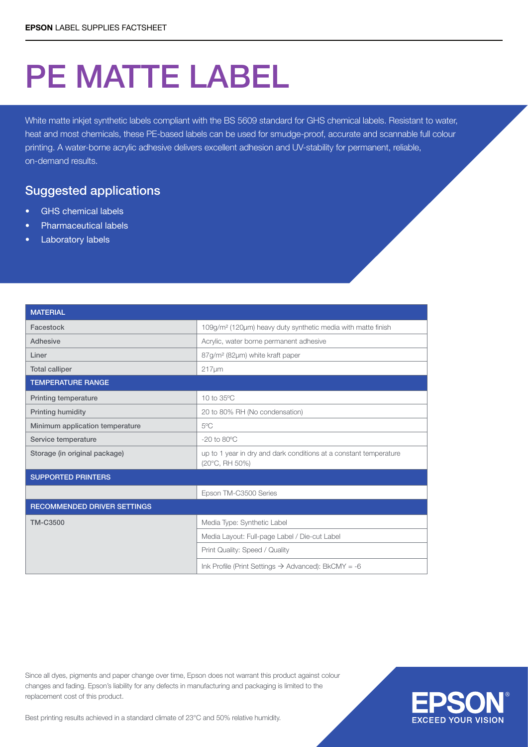**EPSON** LABEL SUPPLIES FACTSHEET

# PE MATTE LABEL

White matte inkjet synthetic labels compliant with the BS 5609 standard for GHS chemical labels. Resistant to water, heat and most chemicals, these PE-based labels can be used for smudge-proof, accurate and scannable full colour printing. A water-borne acrylic adhesive delivers excellent adhesion and UV-stability for permanent, reliable, on-demand results.

## Suggested applications

- GHS chemical labels
- Pharmaceutical labels
- Laboratory labels

| MATERIAL | |
|---|---|
| Facestock | 109g/m² (120μm) heavy duty synthetic media with matte finish |
| Adhesive | Acrylic, water borne permanent adhesive |
| Liner | 87g/m² (82μm) white kraft paper |
| Total calliper | 217μm |
| **TEMPERATURE RANGE** | |
| Printing temperature | 10 to 35°C |
| Printing humidity | 20 to 80% RH (No condensation) |
| Minimum application temperature | 5°C |
| Service temperature | -20 to 80°C |
| Storage (in original package) | up to 1 year in dry and dark conditions at a constant temperature (20°C, RH 50%) |
| **SUPPORTED PRINTERS** | |
| | Epson TM-C3500 Series |
| **RECOMMENDED DRIVER SETTINGS** | |
| TM-C3500 | Media Type: Synthetic Label |
| | Media Layout: Full-page Label / Die-cut Label |
| | Print Quality: Speed / Quality |
| | Ink Profile (Print Settings → Advanced): BkCMY = -6 |

Since all dyes, pigments and paper change over time, Epson does not warrant this product against colour changes and fading. Epson's liability for any defects in manufacturing and packaging is limited to the replacement cost of this product.

Best printing results achieved in a standard climate of 23°C and 50% relative humidity.

EPSON® EXCEED YOUR VISION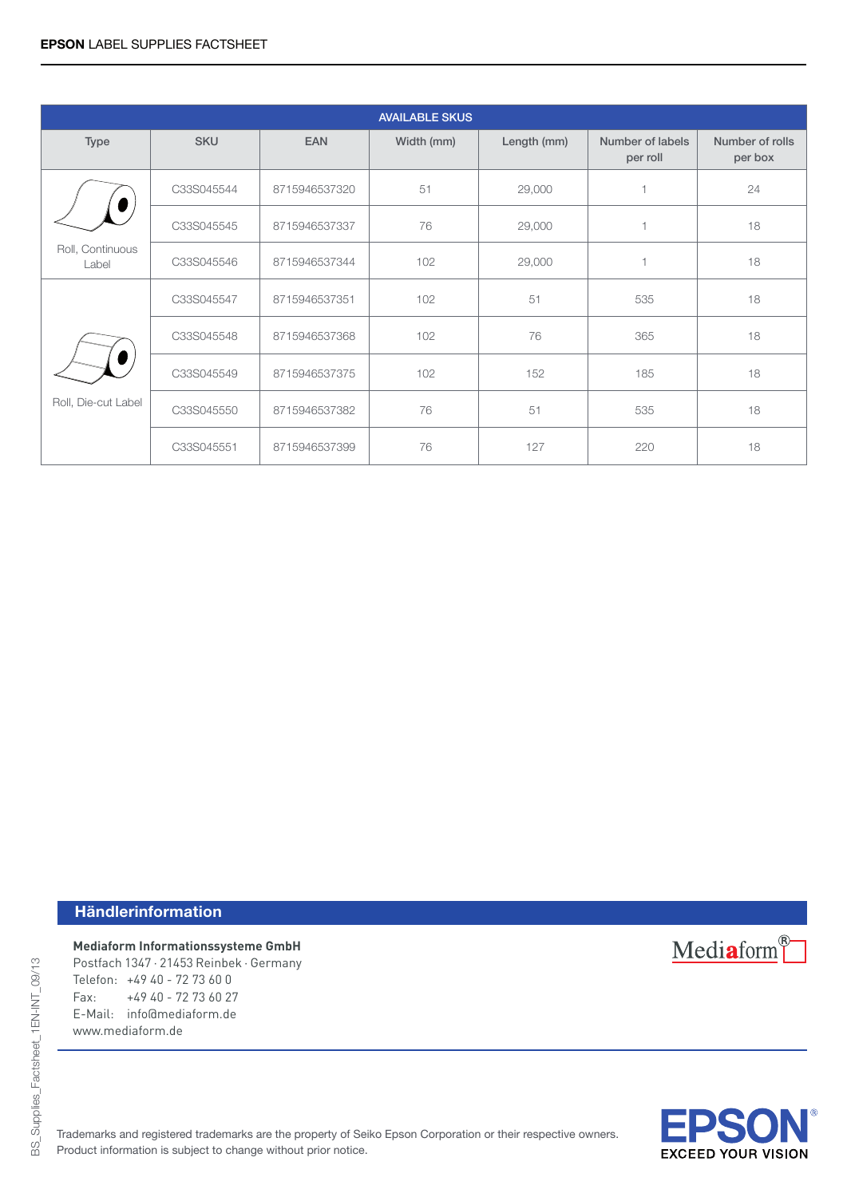| AVAILABLE SKUS | | | | | | |
|---|---|---|---|---|---|---|
| Type | SKU | EAN | Width (mm) | Length (mm) | Number of labels per roll | Number of rolls per box |
| Roll, Continuous Label | C33S045544 | 8715946537320 | 51 | 29,000 | 1 | 24 |
| | C33S045545 | 8715946537337 | 76 | 29,000 | 1 | 18 |
| | C33S045546 | 8715946537344 | 102 | 29,000 | 1 | 18 |
| Roll, Die-cut Label | C33S045547 | 8715946537351 | 102 | 51 | 535 | 18 |
| | C33S045548 | 8715946537368 | 102 | 76 | 365 | 18 |
| | C33S045549 | 8715946537375 | 102 | 152 | 185 | 18 |
| | C33S045550 | 8715946537382 | 76 | 51 | 535 | 18 |
| | C33S045551 | 8715946537399 | 76 | 127 | 220 | 18 |

## Händlerinformation

**Mediaform Informationssysteme GmbH**
Postfach 1347 · 21453 Reinbek · Germany
Telefon: +49 40 - 72 73 60 0
Fax: +49 40 - 72 73 60 27
E-Mail: info@mediaform.de
www.mediaform.de

Mediaform®

BS_Supplies_Factsheet_1EN-INT_09/13

Trademarks and registered trademarks are the property of Seiko Epson Corporation or their respective owners.
Product information is subject to change without prior notice.

EPSON®
EXCEED YOUR VISION